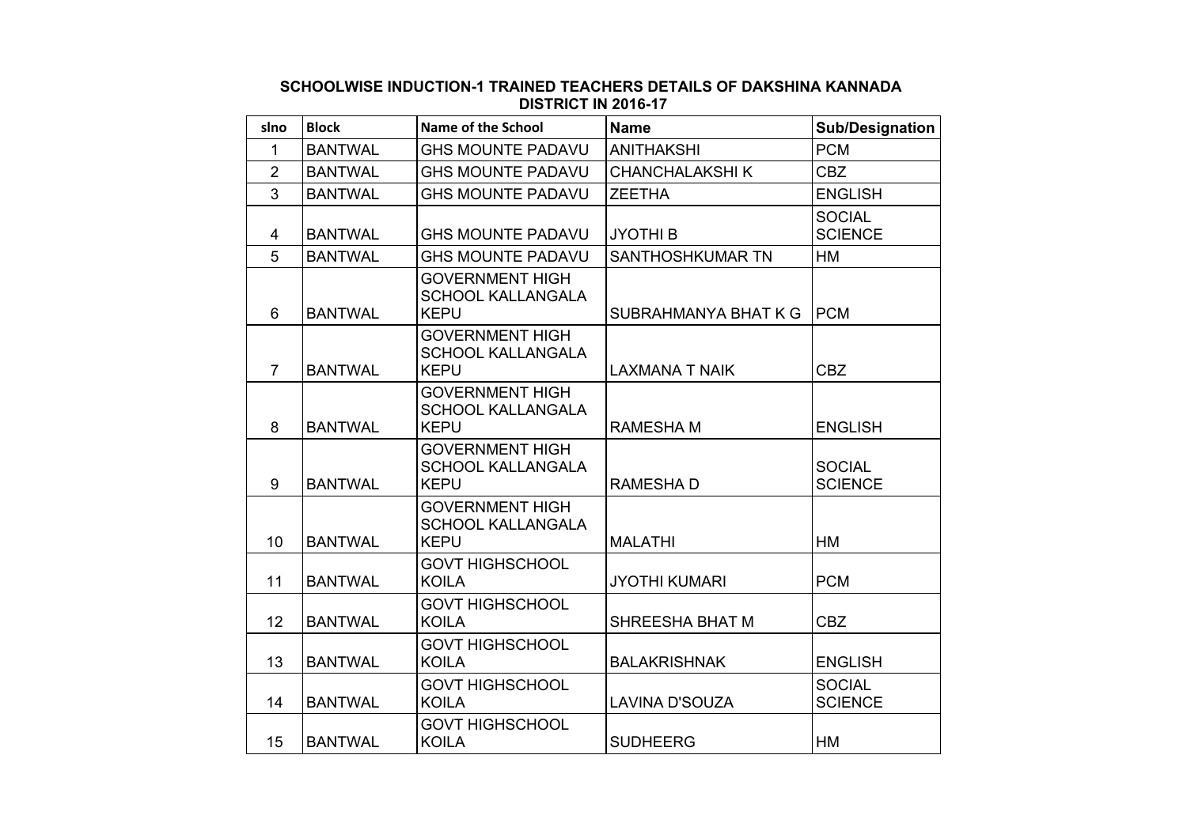**SCHOOLWISE INDUCTION-1 TRAINED TEACHERS DETAILS OF DAKSHINA KANNADA DISTRICT IN 2016-17**

| slno | Block | Name of the School | Name | Sub/Designation |
|---|---|---|---|---|
| 1 | BANTWAL | GHS MOUNTE PADAVU | ANITHAKSHI | PCM |
| 2 | BANTWAL | GHS MOUNTE PADAVU | CHANCHALAKSHI K | CBZ |
| 3 | BANTWAL | GHS MOUNTE PADAVU | ZEETHA | ENGLISH |
| 4 | BANTWAL | GHS MOUNTE PADAVU | JYOTHI B | SOCIAL SCIENCE |
| 5 | BANTWAL | GHS MOUNTE PADAVU | SANTHOSHKUMAR TN | HM |
| 6 | BANTWAL | GOVERNMENT HIGH SCHOOL KALLANGALA KEPU | SUBRAHMANYA BHAT K G | PCM |
| 7 | BANTWAL | GOVERNMENT HIGH SCHOOL KALLANGALA KEPU | LAXMANA T NAIK | CBZ |
| 8 | BANTWAL | GOVERNMENT HIGH SCHOOL KALLANGALA KEPU | RAMESHA M | ENGLISH |
| 9 | BANTWAL | GOVERNMENT HIGH SCHOOL KALLANGALA KEPU | RAMESHA D | SOCIAL SCIENCE |
| 10 | BANTWAL | GOVERNMENT HIGH SCHOOL KALLANGALA KEPU | MALATHI | HM |
| 11 | BANTWAL | GOVT HIGHSCHOOL KOILA | JYOTHI KUMARI | PCM |
| 12 | BANTWAL | GOVT HIGHSCHOOL KOILA | SHREESHA BHAT M | CBZ |
| 13 | BANTWAL | GOVT HIGHSCHOOL KOILA | BALAKRISHNAK | ENGLISH |
| 14 | BANTWAL | GOVT HIGHSCHOOL KOILA | LAVINA D'SOUZA | SOCIAL SCIENCE |
| 15 | BANTWAL | GOVT HIGHSCHOOL KOILA | SUDHEERG | HM |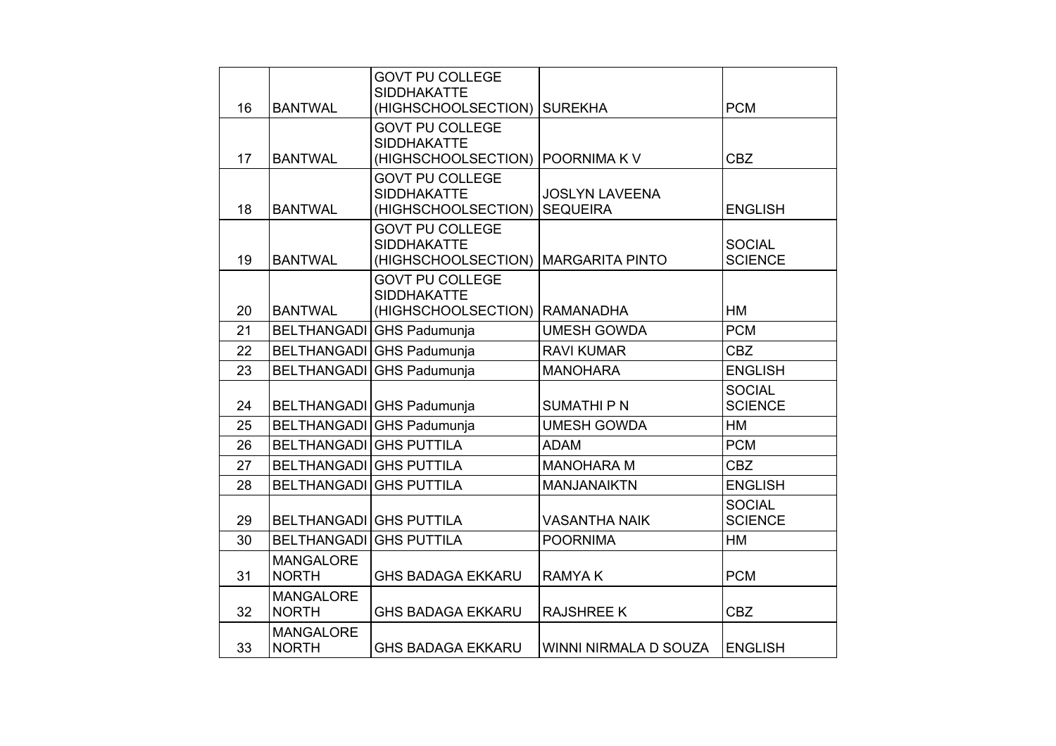| 16 | BANTWAL | GOVT PU COLLEGE SIDDHAKATTE (HIGHSCHOOLSECTION) | SUREKHA | PCM |
|---|---|---|---|---|
| 17 | BANTWAL | GOVT PU COLLEGE SIDDHAKATTE (HIGHSCHOOLSECTION) | POORNIMA K V | CBZ |
| 18 | BANTWAL | GOVT PU COLLEGE SIDDHAKATTE (HIGHSCHOOLSECTION) | JOSLYN LAVEENA SEQUEIRA | ENGLISH |
| 19 | BANTWAL | GOVT PU COLLEGE SIDDHAKATTE (HIGHSCHOOLSECTION) | MARGARITA PINTO | SOCIAL SCIENCE |
| 20 | BANTWAL | GOVT PU COLLEGE SIDDHAKATTE (HIGHSCHOOLSECTION) | RAMANADHA | HM |
| 21 | BELTHANGADI | GHS Padumunja | UMESH GOWDA | PCM |
| 22 | BELTHANGADI | GHS Padumunja | RAVI KUMAR | CBZ |
| 23 | BELTHANGADI | GHS Padumunja | MANOHARA | ENGLISH |
| 24 | BELTHANGADI | GHS Padumunja | SUMATHI P N | SOCIAL SCIENCE |
| 25 | BELTHANGADI | GHS Padumunja | UMESH GOWDA | HM |
| 26 | BELTHANGADI | GHS PUTTILA | ADAM | PCM |
| 27 | BELTHANGADI | GHS PUTTILA | MANOHARA M | CBZ |
| 28 | BELTHANGADI | GHS PUTTILA | MANJANAIKTN | ENGLISH |
| 29 | BELTHANGADI | GHS PUTTILA | VASANTHA NAIK | SOCIAL SCIENCE |
| 30 | BELTHANGADI | GHS PUTTILA | POORNIMA | HM |
| 31 | MANGALORE NORTH | GHS BADAGA EKKARU | RAMYA K | PCM |
| 32 | MANGALORE NORTH | GHS BADAGA EKKARU | RAJSHREE K | CBZ |
| 33 | MANGALORE NORTH | GHS BADAGA EKKARU | WINNI NIRMALA D SOUZA | ENGLISH |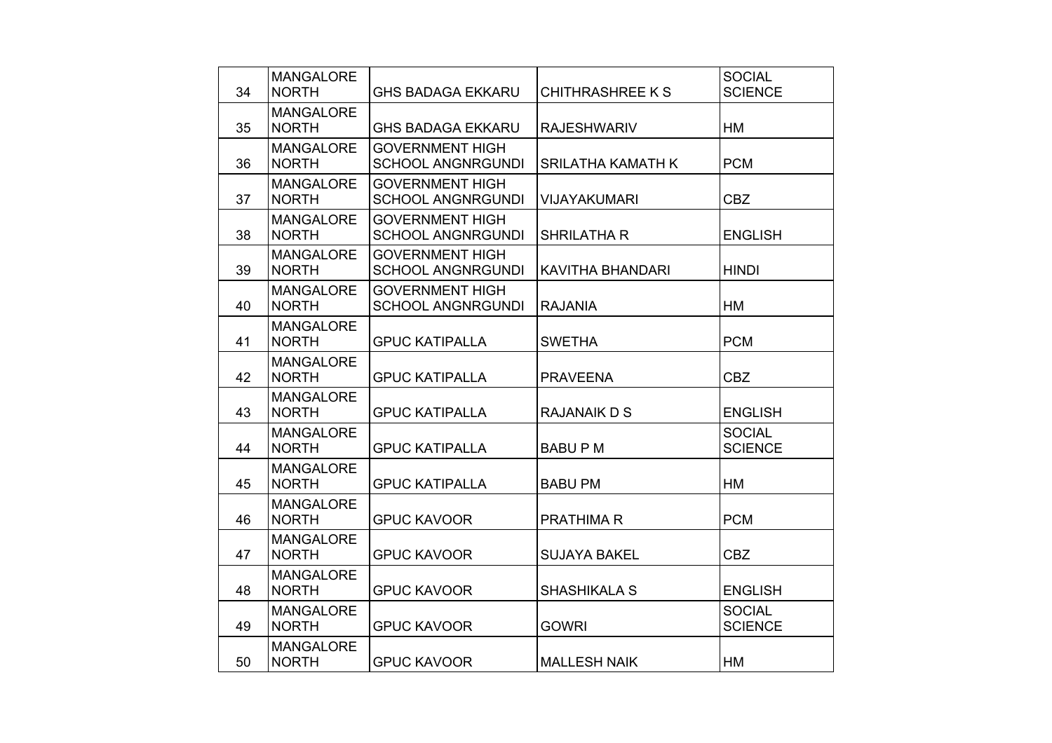| 34 | MANGALORE NORTH | GHS BADAGA EKKARU | CHITHRASHREE K S | SOCIAL SCIENCE |
|---|---|---|---|---|
| 35 | MANGALORE NORTH | GHS BADAGA EKKARU | RAJESHWARIV | HM |
| 36 | MANGALORE NORTH | GOVERNMENT HIGH SCHOOL ANGNRGUNDI | SRILATHA KAMATH K | PCM |
| 37 | MANGALORE NORTH | GOVERNMENT HIGH SCHOOL ANGNRGUNDI | VIJAYAKUMARI | CBZ |
| 38 | MANGALORE NORTH | GOVERNMENT HIGH SCHOOL ANGNRGUNDI | SHRILATHA R | ENGLISH |
| 39 | MANGALORE NORTH | GOVERNMENT HIGH SCHOOL ANGNRGUNDI | KAVITHA BHANDARI | HINDI |
| 40 | MANGALORE NORTH | GOVERNMENT HIGH SCHOOL ANGNRGUNDI | RAJANIA | HM |
| 41 | MANGALORE NORTH | GPUC KATIPALLA | SWETHA | PCM |
| 42 | MANGALORE NORTH | GPUC KATIPALLA | PRAVEENA | CBZ |
| 43 | MANGALORE NORTH | GPUC KATIPALLA | RAJANAIK D S | ENGLISH |
| 44 | MANGALORE NORTH | GPUC KATIPALLA | BABU P M | SOCIAL SCIENCE |
| 45 | MANGALORE NORTH | GPUC KATIPALLA | BABU PM | HM |
| 46 | MANGALORE NORTH | GPUC KAVOOR | PRATHIMA R | PCM |
| 47 | MANGALORE NORTH | GPUC KAVOOR | SUJAYA BAKEL | CBZ |
| 48 | MANGALORE NORTH | GPUC KAVOOR | SHASHIKALA S | ENGLISH |
| 49 | MANGALORE NORTH | GPUC KAVOOR | GOWRI | SOCIAL SCIENCE |
| 50 | MANGALORE NORTH | GPUC KAVOOR | MALLESH NAIK | HM |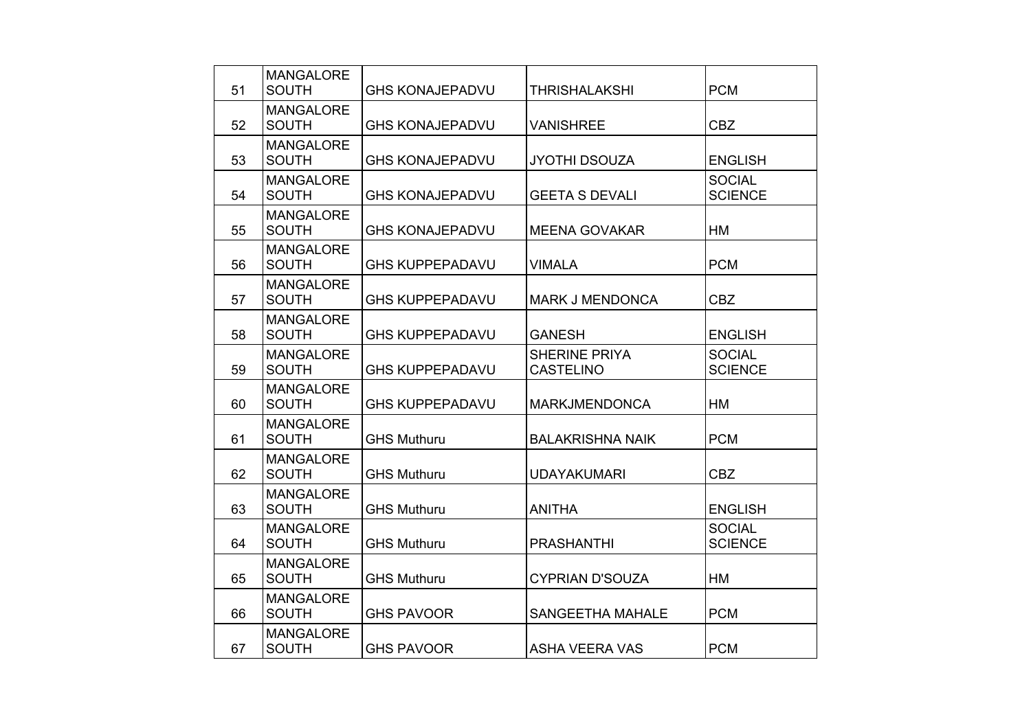| 51 | MANGALORE SOUTH | GHS KONAJEPADVU | THRISHALAKSHI | PCM |
|---|---|---|---|---|
| 52 | MANGALORE SOUTH | GHS KONAJEPADVU | VANISHREE | CBZ |
| 53 | MANGALORE SOUTH | GHS KONAJEPADVU | JYOTHI DSOUZA | ENGLISH |
| 54 | MANGALORE SOUTH | GHS KONAJEPADVU | GEETA S DEVALI | SOCIAL SCIENCE |
| 55 | MANGALORE SOUTH | GHS KONAJEPADVU | MEENA GOVAKAR | HM |
| 56 | MANGALORE SOUTH | GHS KUPPEPADAVU | VIMALA | PCM |
| 57 | MANGALORE SOUTH | GHS KUPPEPADAVU | MARK J MENDONCA | CBZ |
| 58 | MANGALORE SOUTH | GHS KUPPEPADAVU | GANESH | ENGLISH |
| 59 | MANGALORE SOUTH | GHS KUPPEPADAVU | SHERINE PRIYA CASTELINO | SOCIAL SCIENCE |
| 60 | MANGALORE SOUTH | GHS KUPPEPADAVU | MARKJMENDONCA | HM |
| 61 | MANGALORE SOUTH | GHS Muthuru | BALAKRISHNA NAIK | PCM |
| 62 | MANGALORE SOUTH | GHS Muthuru | UDAYAKUMARI | CBZ |
| 63 | MANGALORE SOUTH | GHS Muthuru | ANITHA | ENGLISH |
| 64 | MANGALORE SOUTH | GHS Muthuru | PRASHANTHI | SOCIAL SCIENCE |
| 65 | MANGALORE SOUTH | GHS Muthuru | CYPRIAN D'SOUZA | HM |
| 66 | MANGALORE SOUTH | GHS PAVOOR | SANGEETHA MAHALE | PCM |
| 67 | MANGALORE SOUTH | GHS PAVOOR | ASHA VEERA VAS | PCM |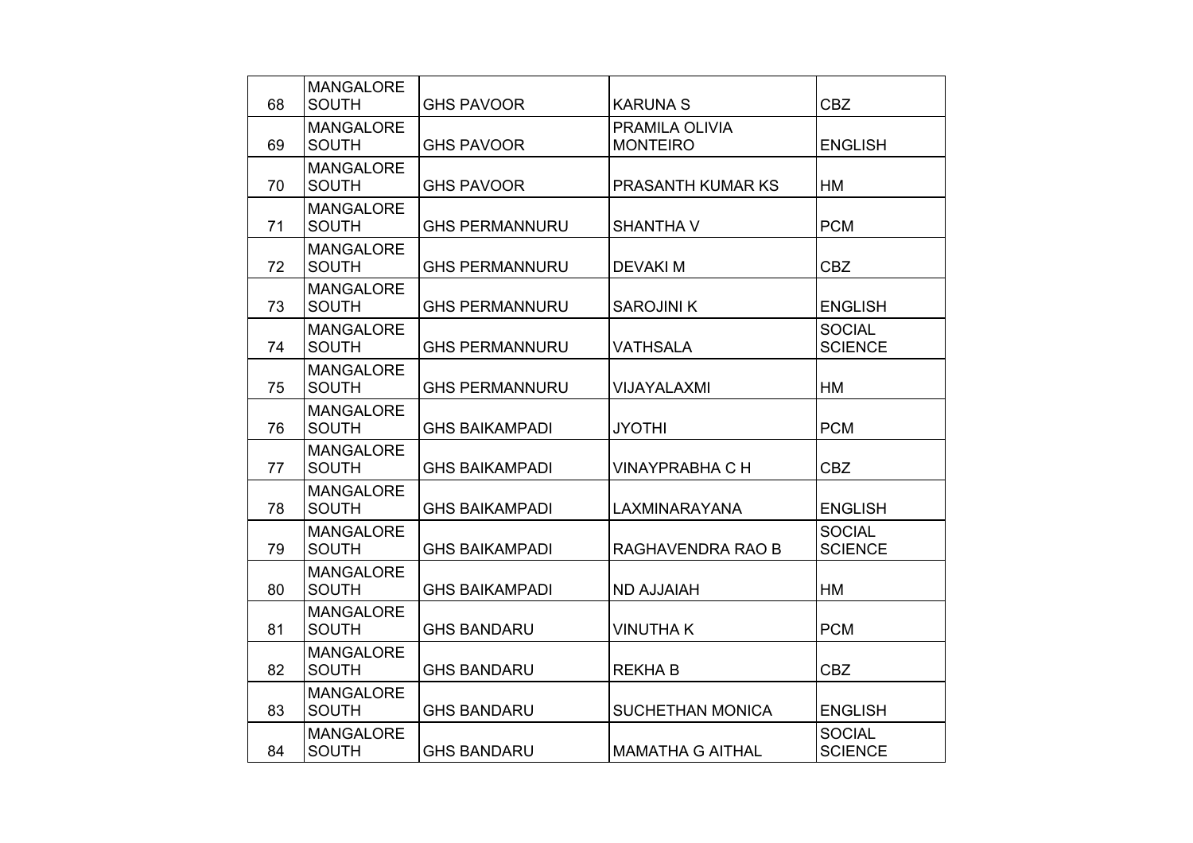| 68 | MANGALORE SOUTH | GHS PAVOOR | KARUNA S | CBZ |
|---|---|---|---|---|
| 69 | MANGALORE SOUTH | GHS PAVOOR | PRAMILA OLIVIA MONTEIRO | ENGLISH |
| 70 | MANGALORE SOUTH | GHS PAVOOR | PRASANTH KUMAR KS | HM |
| 71 | MANGALORE SOUTH | GHS PERMANNURU | SHANTHA V | PCM |
| 72 | MANGALORE SOUTH | GHS PERMANNURU | DEVAKI M | CBZ |
| 73 | MANGALORE SOUTH | GHS PERMANNURU | SAROJINI K | ENGLISH |
| 74 | MANGALORE SOUTH | GHS PERMANNURU | VATHSALA | SOCIAL SCIENCE |
| 75 | MANGALORE SOUTH | GHS PERMANNURU | VIJAYALAXMI | HM |
| 76 | MANGALORE SOUTH | GHS BAIKAMPADI | JYOTHI | PCM |
| 77 | MANGALORE SOUTH | GHS BAIKAMPADI | VINAYPRABHA C H | CBZ |
| 78 | MANGALORE SOUTH | GHS BAIKAMPADI | LAXMINARAYANA | ENGLISH |
| 79 | MANGALORE SOUTH | GHS BAIKAMPADI | RAGHAVENDRA RAO B | SOCIAL SCIENCE |
| 80 | MANGALORE SOUTH | GHS BAIKAMPADI | ND AJJAIAH | HM |
| 81 | MANGALORE SOUTH | GHS BANDARU | VINUTHA K | PCM |
| 82 | MANGALORE SOUTH | GHS BANDARU | REKHA B | CBZ |
| 83 | MANGALORE SOUTH | GHS BANDARU | SUCHETHAN MONICA | ENGLISH |
| 84 | MANGALORE SOUTH | GHS BANDARU | MAMATHA G AITHAL | SOCIAL SCIENCE |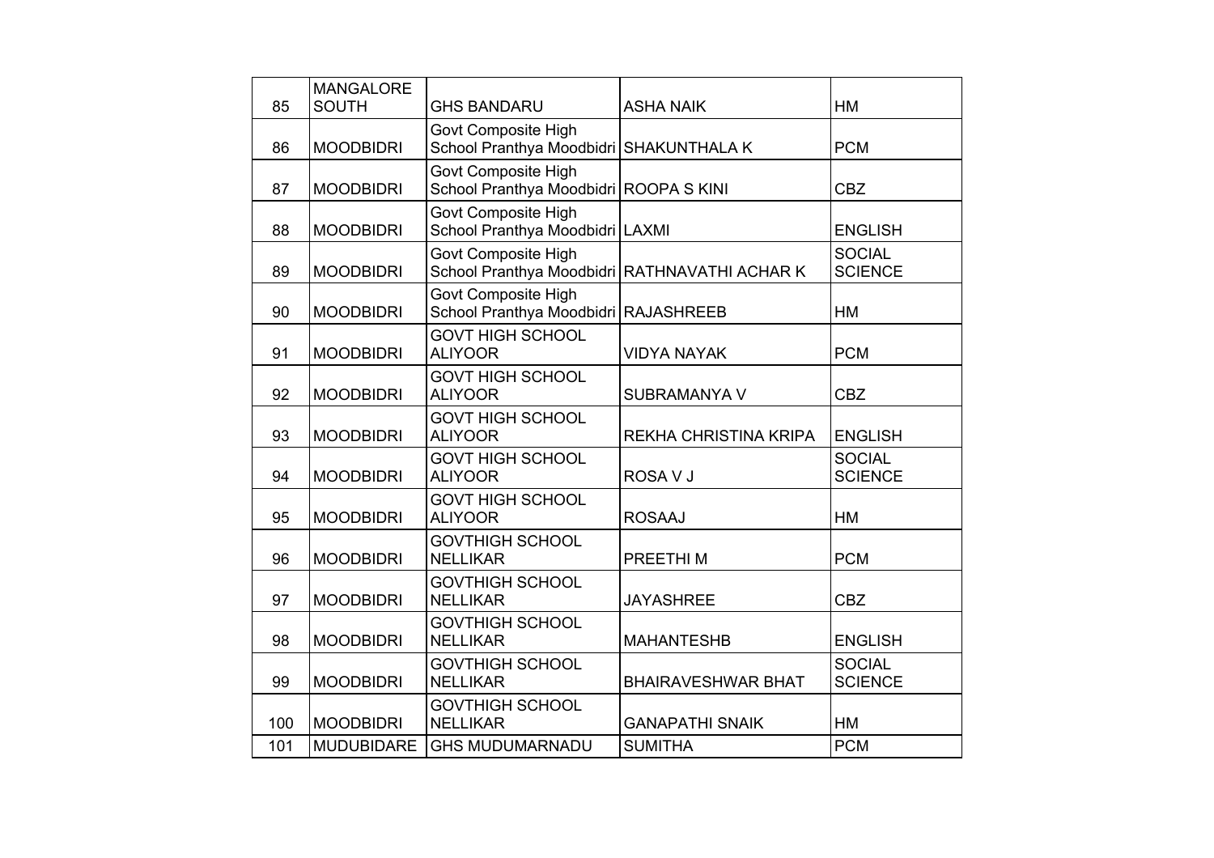| 85 | MANGALORE SOUTH | GHS BANDARU | ASHA NAIK | HM |
|---|---|---|---|---|
| 86 | MOODBIDRI | Govt Composite High School Pranthya Moodbidri | SHAKUNTHALA K | PCM |
| 87 | MOODBIDRI | Govt Composite High School Pranthya Moodbidri | ROOPA S KINI | CBZ |
| 88 | MOODBIDRI | Govt Composite High School Pranthya Moodbidri | LAXMI | ENGLISH |
| 89 | MOODBIDRI | Govt Composite High School Pranthya Moodbidri | RATHNAVATHI ACHAR K | SOCIAL SCIENCE |
| 90 | MOODBIDRI | Govt Composite High School Pranthya Moodbidri | RAJASHREEB | HM |
| 91 | MOODBIDRI | GOVT HIGH SCHOOL ALIYOOR | VIDYA NAYAK | PCM |
| 92 | MOODBIDRI | GOVT HIGH SCHOOL ALIYOOR | SUBRAMANYA V | CBZ |
| 93 | MOODBIDRI | GOVT HIGH SCHOOL ALIYOOR | REKHA CHRISTINA KRIPA | ENGLISH |
| 94 | MOODBIDRI | GOVT HIGH SCHOOL ALIYOOR | ROSA V J | SOCIAL SCIENCE |
| 95 | MOODBIDRI | GOVT HIGH SCHOOL ALIYOOR | ROSAAJ | HM |
| 96 | MOODBIDRI | GOVTHIGH SCHOOL NELLIKAR | PREETHI M | PCM |
| 97 | MOODBIDRI | GOVTHIGH SCHOOL NELLIKAR | JAYASHREE | CBZ |
| 98 | MOODBIDRI | GOVTHIGH SCHOOL NELLIKAR | MAHANTESHB | ENGLISH |
| 99 | MOODBIDRI | GOVTHIGH SCHOOL NELLIKAR | BHAIRAVESHWAR BHAT | SOCIAL SCIENCE |
| 100 | MOODBIDRI | GOVTHIGH SCHOOL NELLIKAR | GANAPATHI SNAIK | HM |
| 101 | MUDUBIDARE | GHS MUDUMARNADU | SUMITHA | PCM |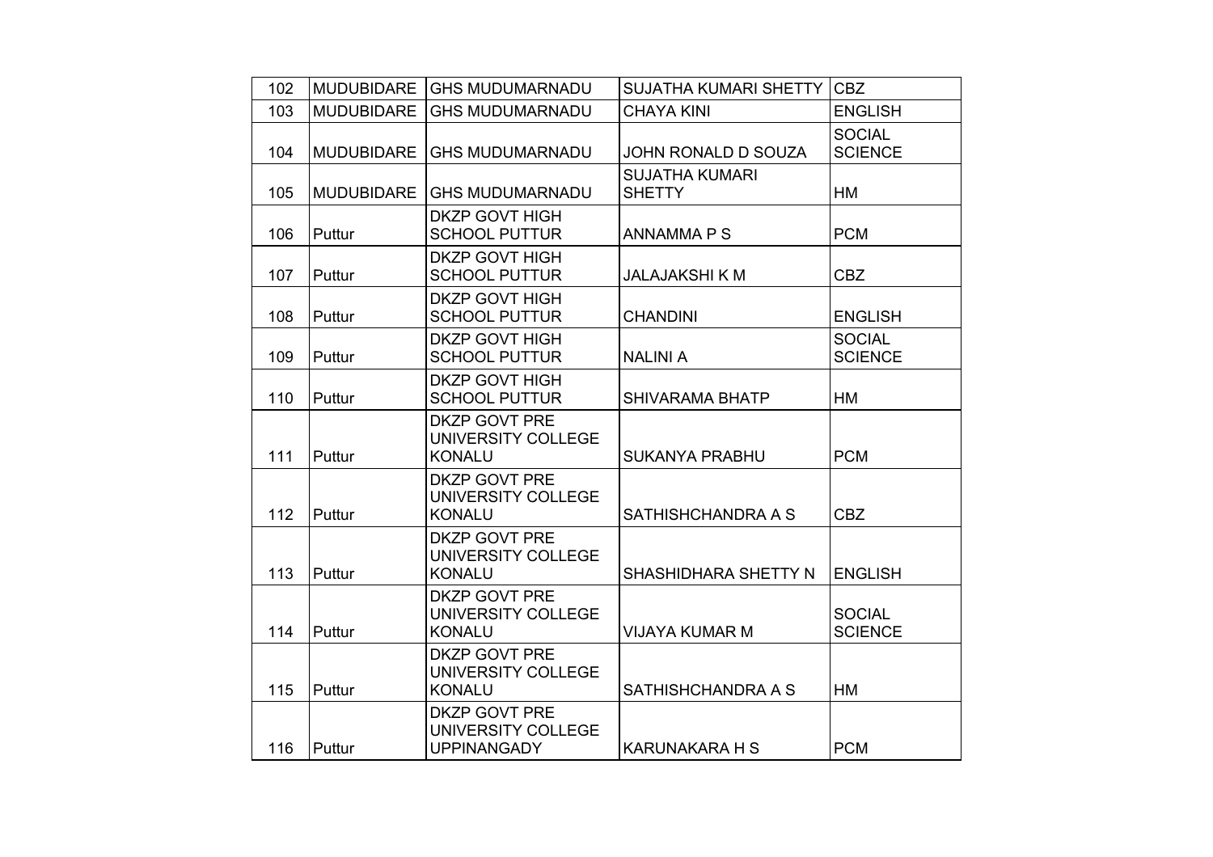| 102 | MUDUBIDARE | GHS MUDUMARNADU | SUJATHA KUMARI SHETTY | CBZ |
|---|---|---|---|---|
| 103 | MUDUBIDARE | GHS MUDUMARNADU | CHAYA KINI | ENGLISH |
| 104 | MUDUBIDARE | GHS MUDUMARNADU | JOHN RONALD D SOUZA | SOCIAL SCIENCE |
| 105 | MUDUBIDARE | GHS MUDUMARNADU | SUJATHA KUMARI SHETTY | HM |
| 106 | Puttur | DKZP GOVT HIGH SCHOOL PUTTUR | ANNAMMA P S | PCM |
| 107 | Puttur | DKZP GOVT HIGH SCHOOL PUTTUR | JALAJAKSHI K M | CBZ |
| 108 | Puttur | DKZP GOVT HIGH SCHOOL PUTTUR | CHANDINI | ENGLISH |
| 109 | Puttur | DKZP GOVT HIGH SCHOOL PUTTUR | NALINI A | SOCIAL SCIENCE |
| 110 | Puttur | DKZP GOVT HIGH SCHOOL PUTTUR | SHIVARAMA BHATP | HM |
| 111 | Puttur | DKZP GOVT PRE UNIVERSITY COLLEGE KONALU | SUKANYA PRABHU | PCM |
| 112 | Puttur | DKZP GOVT PRE UNIVERSITY COLLEGE KONALU | SATHISHCHANDRA A S | CBZ |
| 113 | Puttur | DKZP GOVT PRE UNIVERSITY COLLEGE KONALU | SHASHIDHARA SHETTY N | ENGLISH |
| 114 | Puttur | DKZP GOVT PRE UNIVERSITY COLLEGE KONALU | VIJAYA KUMAR M | SOCIAL SCIENCE |
| 115 | Puttur | DKZP GOVT PRE UNIVERSITY COLLEGE KONALU | SATHISHCHANDRA A S | HM |
| 116 | Puttur | DKZP GOVT PRE UNIVERSITY COLLEGE UPPINANGADY | KARUNAKARA H S | PCM |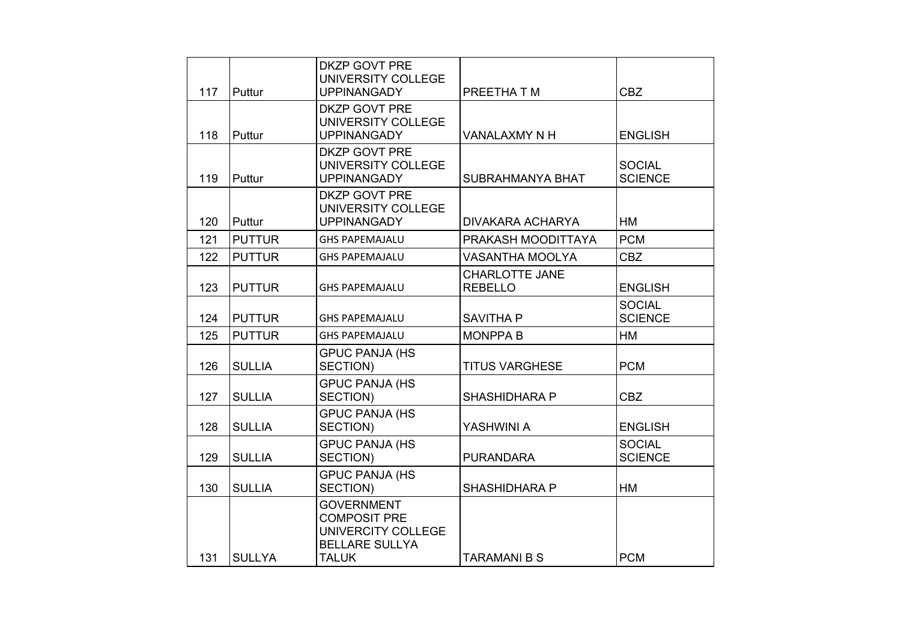| 117 | Puttur | DKZP GOVT PRE UNIVERSITY COLLEGE UPPINANGADY | PREETHA T M | CBZ |
|---|---|---|---|---|
| 118 | Puttur | DKZP GOVT PRE UNIVERSITY COLLEGE UPPINANGADY | VANALAXMY N H | ENGLISH |
| 119 | Puttur | DKZP GOVT PRE UNIVERSITY COLLEGE UPPINANGADY | SUBRAHMANYA BHAT | SOCIAL SCIENCE |
| 120 | Puttur | DKZP GOVT PRE UNIVERSITY COLLEGE UPPINANGADY | DIVAKARA ACHARYA | HM |
| 121 | PUTTUR | GHS PAPEMAJALU | PRAKASH MOODITTAYA | PCM |
| 122 | PUTTUR | GHS PAPEMAJALU | VASANTHA MOOLYA | CBZ |
| 123 | PUTTUR | GHS PAPEMAJALU | CHARLOTTE JANE REBELLO | ENGLISH |
| 124 | PUTTUR | GHS PAPEMAJALU | SAVITHA P | SOCIAL SCIENCE |
| 125 | PUTTUR | GHS PAPEMAJALU | MONPPA B | HM |
| 126 | SULLIA | GPUC PANJA (HS SECTION) | TITUS VARGHESE | PCM |
| 127 | SULLIA | GPUC PANJA (HS SECTION) | SHASHIDHARA P | CBZ |
| 128 | SULLIA | GPUC PANJA (HS SECTION) | YASHWINI A | ENGLISH |
| 129 | SULLIA | GPUC PANJA (HS SECTION) | PURANDARA | SOCIAL SCIENCE |
| 130 | SULLIA | GPUC PANJA (HS SECTION) | SHASHIDHARA P | HM |
| 131 | SULLYA | GOVERNMENT COMPOSIT PRE UNIVERCITY COLLEGE BELLARE SULLYA TALUK | TARAMANI B S | PCM |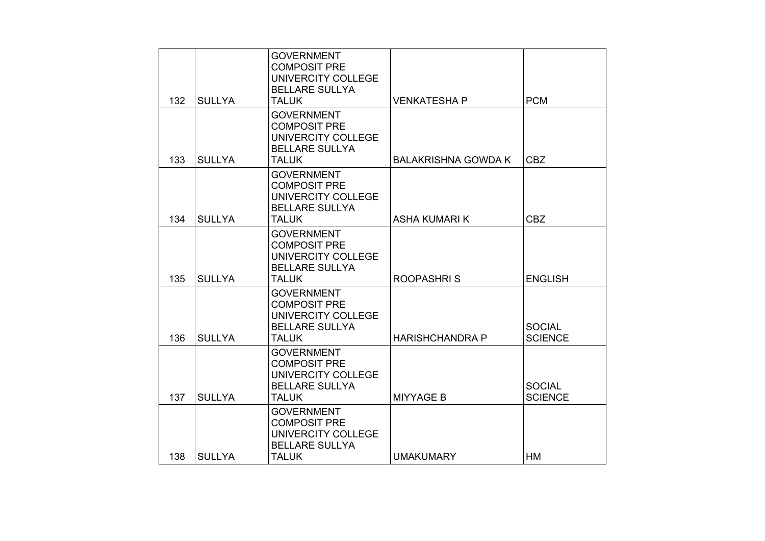| | | | | |
|---|---|---|---|---|
| 132 | SULLYA | GOVERNMENT COMPOSIT PRE UNIVERCITY COLLEGE BELLARE SULLYA TALUK | VENKATESHA P | PCM |
| 133 | SULLYA | GOVERNMENT COMPOSIT PRE UNIVERCITY COLLEGE BELLARE SULLYA TALUK | BALAKRISHNA GOWDA K | CBZ |
| 134 | SULLYA | GOVERNMENT COMPOSIT PRE UNIVERCITY COLLEGE BELLARE SULLYA TALUK | ASHA KUMARI K | CBZ |
| 135 | SULLYA | GOVERNMENT COMPOSIT PRE UNIVERCITY COLLEGE BELLARE SULLYA TALUK | ROOPASHRI S | ENGLISH |
| 136 | SULLYA | GOVERNMENT COMPOSIT PRE UNIVERCITY COLLEGE BELLARE SULLYA TALUK | HARISHCHANDRA P | SOCIAL SCIENCE |
| 137 | SULLYA | GOVERNMENT COMPOSIT PRE UNIVERCITY COLLEGE BELLARE SULLYA TALUK | MIYYAGE B | SOCIAL SCIENCE |
| 138 | SULLYA | GOVERNMENT COMPOSIT PRE UNIVERCITY COLLEGE BELLARE SULLYA TALUK | UMAKUMARY | HM |